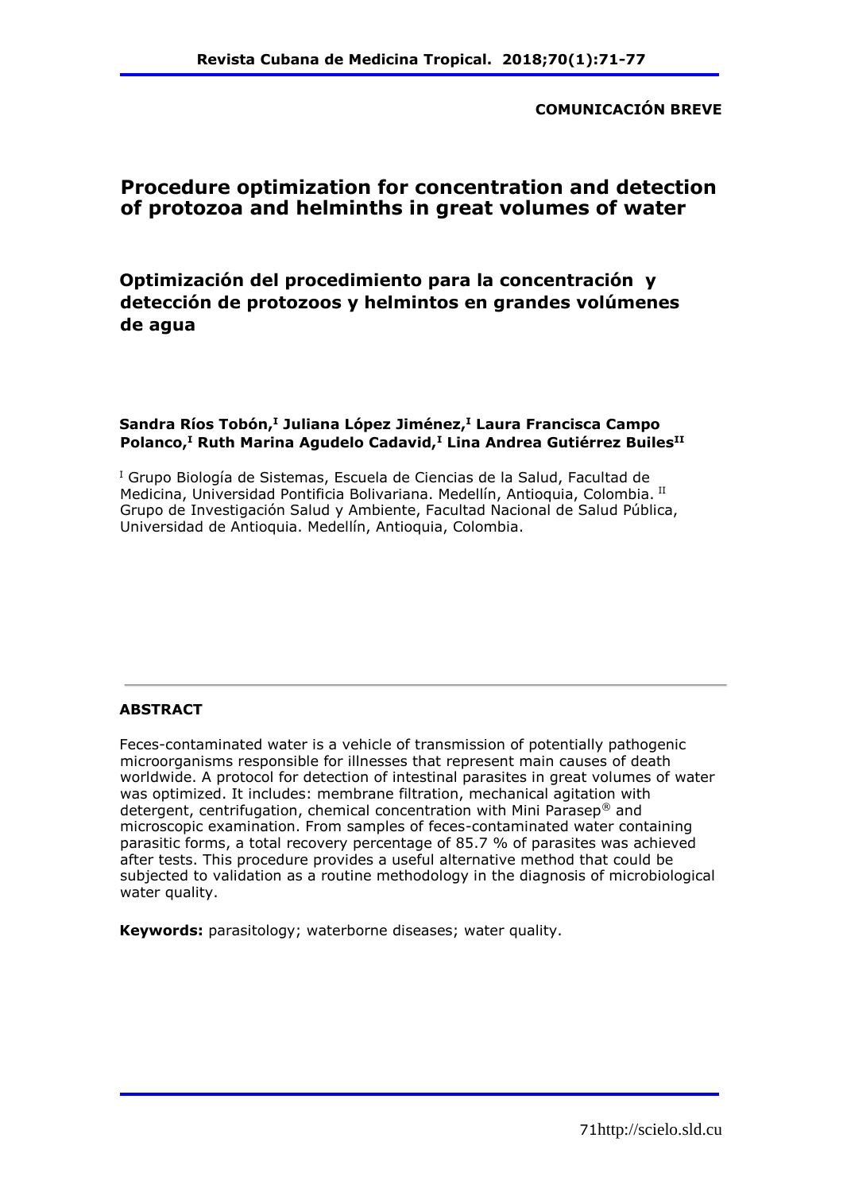COMUNICACIÓN BREVE

# Procedure optimization for concentration and detection of protozoa and helminths in great volumes of water

# Optimización del procedimiento para la concentración y detección de protozoos y helmintos en grandes volúmenes de agua

**Sandra Ríos Tobón,[I] Juliana López Jiménez,[I] Laura Francisca Campo Polanco,[I] Ruth Marina Agudelo Cadavid,[I] Lina Andrea Gutiérrez Builes[II]**

[I] Grupo Biología de Sistemas, Escuela de Ciencias de la Salud, Facultad de Medicina, Universidad Pontificia Bolivariana. Medellín, Antioquia, Colombia. [II] Grupo de Investigación Salud y Ambiente, Facultad Nacional de Salud Pública, Universidad de Antioquia. Medellín, Antioquia, Colombia.

---

## ABSTRACT

Feces-contaminated water is a vehicle of transmission of potentially pathogenic microorganisms responsible for illnesses that represent main causes of death worldwide. A protocol for detection of intestinal parasites in great volumes of water was optimized. It includes: membrane filtration, mechanical agitation with detergent, centrifugation, chemical concentration with Mini Parasep® and microscopic examination. From samples of feces-contaminated water containing parasitic forms, a total recovery percentage of 85.7 % of parasites was achieved after tests. This procedure provides a useful alternative method that could be subjected to validation as a routine methodology in the diagnosis of microbiological water quality.

**Keywords:** parasitology; waterborne diseases; water quality.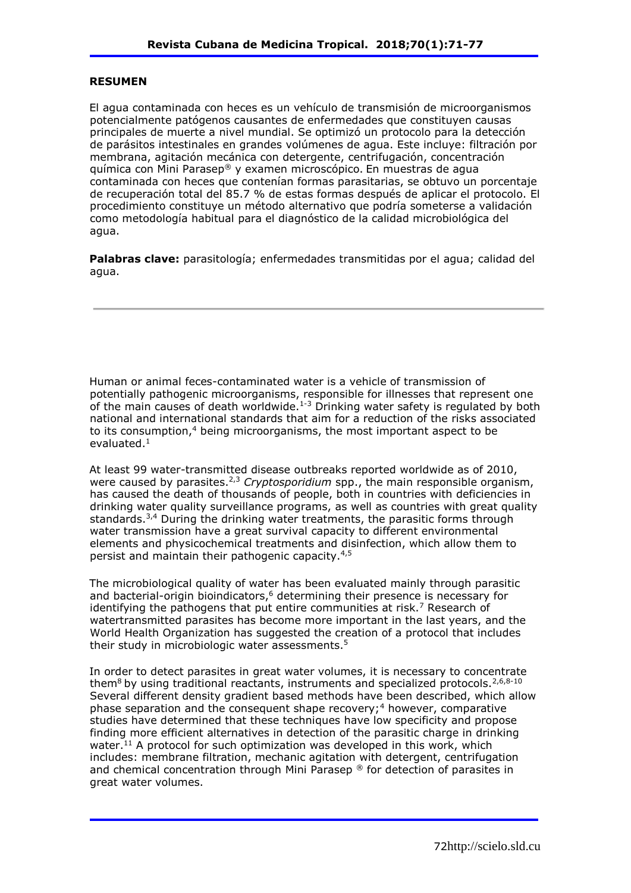### RESUMEN

El agua contaminada con heces es un vehículo de transmisión de microorganismos potencialmente patógenos causantes de enfermedades que constituyen causas principales de muerte a nivel mundial. Se optimizó un protocolo para la detección de parásitos intestinales en grandes volúmenes de agua. Este incluye: filtración por membrana, agitación mecánica con detergente, centrifugación, concentración química con Mini Parasep® y examen microscópico. En muestras de agua contaminada con heces que contenían formas parasitarias, se obtuvo un porcentaje de recuperación total del 85.7 % de estas formas después de aplicar el protocolo. El procedimiento constituye un método alternativo que podría someterse a validación como metodología habitual para el diagnóstico de la calidad microbiológica del agua.

**Palabras clave:** parasitología; enfermedades transmitidas por el agua; calidad del agua.

---

Human or animal feces-contaminated water is a vehicle of transmission of potentially pathogenic microorganisms, responsible for illnesses that represent one of the main causes of death worldwide.[1-3] Drinking water safety is regulated by both national and international standards that aim for a reduction of the risks associated to its consumption,[4] being microorganisms, the most important aspect to be evaluated.[1]

At least 99 water-transmitted disease outbreaks reported worldwide as of 2010, were caused by parasites.[2,3] *Cryptosporidium* spp., the main responsible organism, has caused the death of thousands of people, both in countries with deficiencies in drinking water quality surveillance programs, as well as countries with great quality standards.[3,4] During the drinking water treatments, the parasitic forms through water transmission have a great survival capacity to different environmental elements and physicochemical treatments and disinfection, which allow them to persist and maintain their pathogenic capacity.[4,5]

The microbiological quality of water has been evaluated mainly through parasitic and bacterial-origin bioindicators,[6] determining their presence is necessary for identifying the pathogens that put entire communities at risk.[7] Research of watertransmitted parasites has become more important in the last years, and the World Health Organization has suggested the creation of a protocol that includes their study in microbiologic water assessments.[5]

In order to detect parasites in great water volumes, it is necessary to concentrate them[8] by using traditional reactants, instruments and specialized protocols.[2,6,8-10] Several different density gradient based methods have been described, which allow phase separation and the consequent shape recovery;[4] however, comparative studies have determined that these techniques have low specificity and propose finding more efficient alternatives in detection of the parasitic charge in drinking water.[11] A protocol for such optimization was developed in this work, which includes: membrane filtration, mechanic agitation with detergent, centrifugation and chemical concentration through Mini Parasep ® for detection of parasites in great water volumes.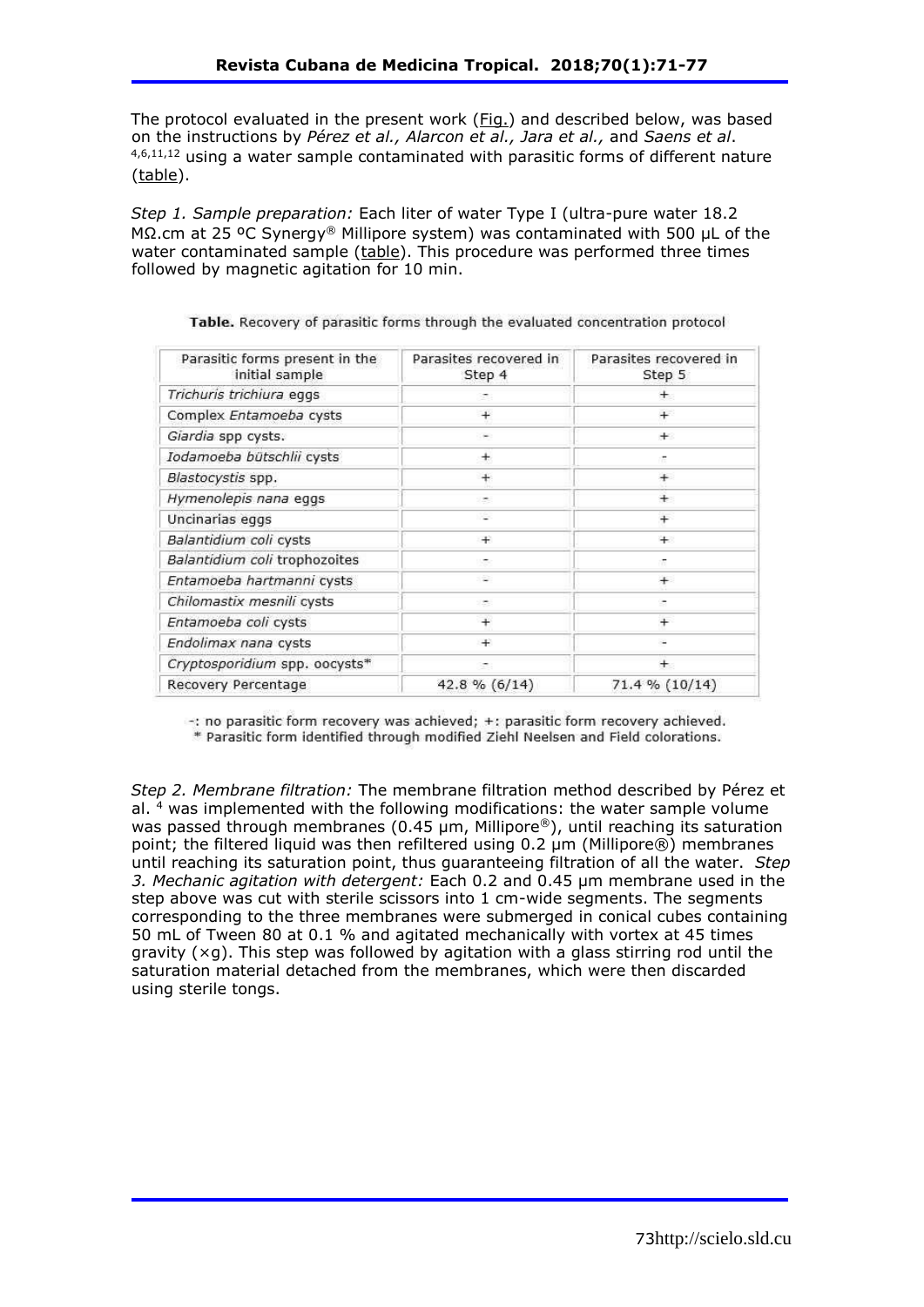The protocol evaluated in the present work (Fig.) and described below, was based on the instructions by *Pérez et al., Alarcon et al., Jara et al.,* and *Saens et al*.[4,6,11,12] using a water sample contaminated with parasitic forms of different nature (table).

*Step 1. Sample preparation:* Each liter of water Type I (ultra-pure water 18.2 MΩ.cm at 25 ºC Synergy® Millipore system) was contaminated with 500 µL of the water contaminated sample (table). This procedure was performed three times followed by magnetic agitation for 10 min.

**Table.** Recovery of parasitic forms through the evaluated concentration protocol

| Parasitic forms present in the initial sample | Parasites recovered in Step 4 | Parasites recovered in Step 5 |
|---|---|---|
| *Trichuris trichiura* eggs | - | + |
| Complex *Entamoeba* cysts | + | + |
| *Giardia* spp cysts. | - | + |
| *Iodamoeba bütschlii* cysts | + | - |
| *Blastocystis* spp. | + | + |
| *Hymenolepis nana* eggs | - | + |
| Uncinarias eggs | - | + |
| *Balantidium coli* cysts | + | + |
| *Balantidium coli* trophozoites | - | - |
| *Entamoeba hartmanni* cysts | - | + |
| *Chilomastix mesnili* cysts | - | - |
| *Entamoeba coli* cysts | + | + |
| *Endolimax nana* cysts | + | - |
| *Cryptosporidium* spp. oocysts* | - | + |
| Recovery Percentage | 42.8 % (6/14) | 71.4 % (10/14) |

-: no parasitic form recovery was achieved; +: parasitic form recovery achieved.
* Parasitic form identified through modified Ziehl Neelsen and Field colorations.

*Step 2. Membrane filtration:* The membrane filtration method described by Pérez et al. [4] was implemented with the following modifications: the water sample volume was passed through membranes (0.45 µm, Millipore®), until reaching its saturation point; the filtered liquid was then refiltered using 0.2 µm (Millipore®) membranes until reaching its saturation point, thus guaranteeing filtration of all the water. *Step 3. Mechanic agitation with detergent:* Each 0.2 and 0.45 µm membrane used in the step above was cut with sterile scissors into 1 cm-wide segments. The segments corresponding to the three membranes were submerged in conical cubes containing 50 mL of Tween 80 at 0.1 % and agitated mechanically with vortex at 45 times gravity (×g). This step was followed by agitation with a glass stirring rod until the saturation material detached from the membranes, which were then discarded using sterile tongs.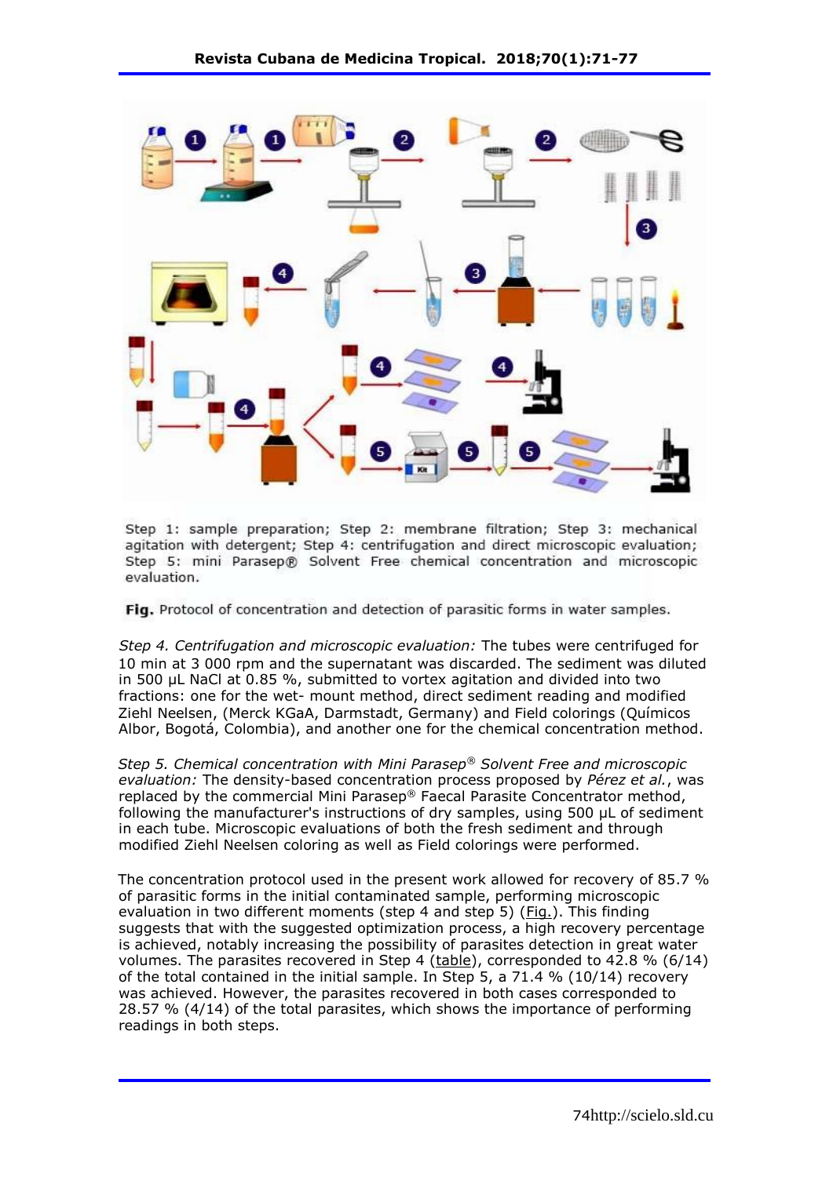Step 1: sample preparation; Step 2: membrane filtration; Step 3: mechanical agitation with detergent; Step 4: centrifugation and direct microscopic evaluation; Step 5: mini Parasep® Solvent Free chemical concentration and microscopic evaluation.

**Fig.** Protocol of concentration and detection of parasitic forms in water samples.

*Step 4. Centrifugation and microscopic evaluation:* The tubes were centrifuged for 10 min at 3 000 rpm and the supernatant was discarded. The sediment was diluted in 500 µL NaCl at 0.85 %, submitted to vortex agitation and divided into two fractions: one for the wet- mount method, direct sediment reading and modified Ziehl Neelsen, (Merck KGaA, Darmstadt, Germany) and Field colorings (Químicos Albor, Bogotá, Colombia), and another one for the chemical concentration method.

*Step 5. Chemical concentration with Mini Parasep® Solvent Free and microscopic evaluation:* The density-based concentration process proposed by *Pérez et al.*, was replaced by the commercial Mini Parasep® Faecal Parasite Concentrator method, following the manufacturer's instructions of dry samples, using 500 µL of sediment in each tube. Microscopic evaluations of both the fresh sediment and through modified Ziehl Neelsen coloring as well as Field colorings were performed.

The concentration protocol used in the present work allowed for recovery of 85.7 % of parasitic forms in the initial contaminated sample, performing microscopic evaluation in two different moments (step 4 and step 5) (Fig.). This finding suggests that with the suggested optimization process, a high recovery percentage is achieved, notably increasing the possibility of parasites detection in great water volumes. The parasites recovered in Step 4 (table), corresponded to 42.8 % (6/14) of the total contained in the initial sample. In Step 5, a 71.4 % (10/14) recovery was achieved. However, the parasites recovered in both cases corresponded to 28.57 % (4/14) of the total parasites, which shows the importance of performing readings in both steps.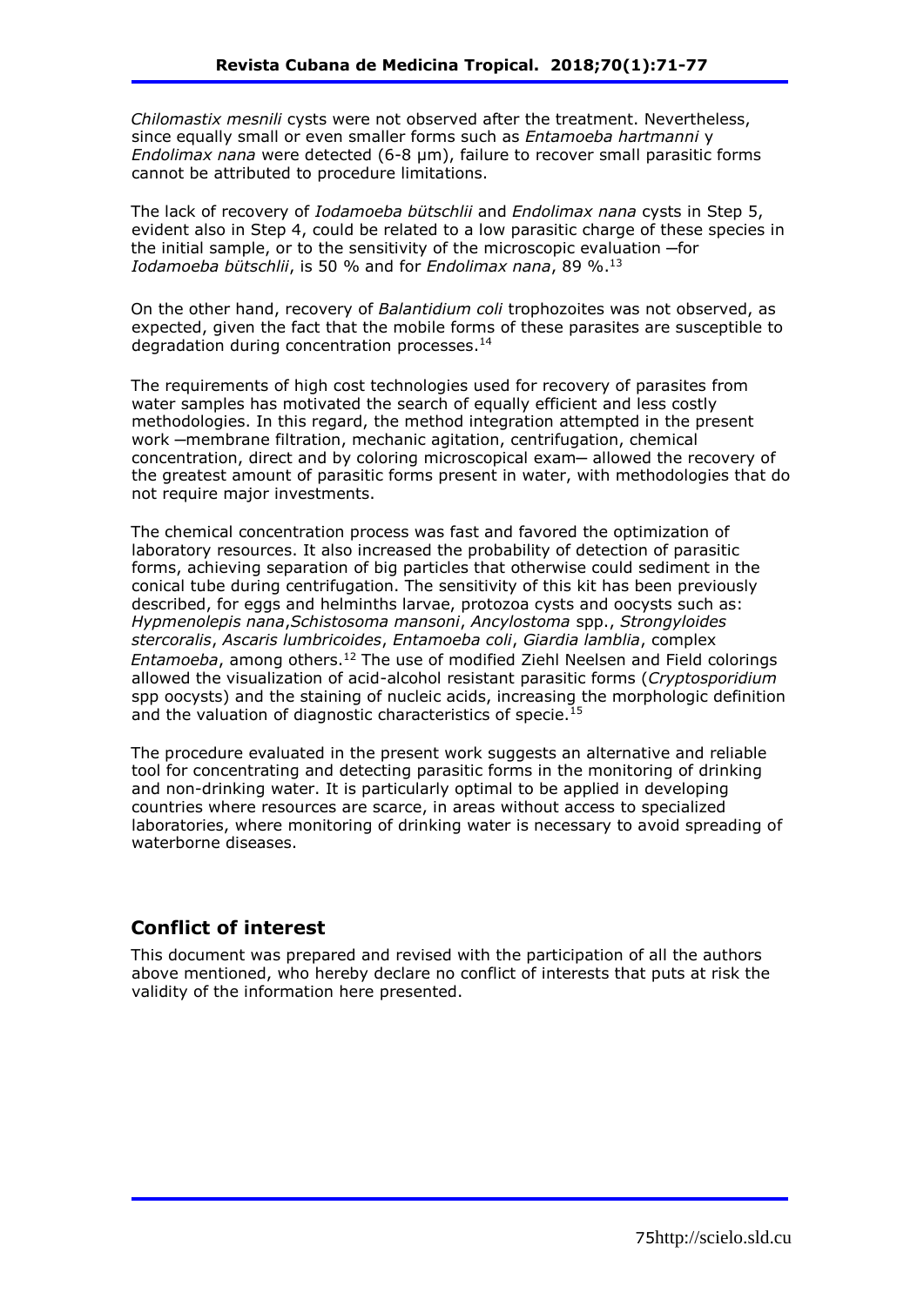*Chilomastix mesnili* cysts were not observed after the treatment. Nevertheless, since equally small or even smaller forms such as *Entamoeba hartmanni* y *Endolimax nana* were detected (6-8 µm), failure to recover small parasitic forms cannot be attributed to procedure limitations.

The lack of recovery of *Iodamoeba bütschlii* and *Endolimax nana* cysts in Step 5, evident also in Step 4, could be related to a low parasitic charge of these species in the initial sample, or to the sensitivity of the microscopic evaluation ─for *Iodamoeba bütschlii*, is 50 % and for *Endolimax nana*, 89 %.[13]

On the other hand, recovery of *Balantidium coli* trophozoites was not observed, as expected, given the fact that the mobile forms of these parasites are susceptible to degradation during concentration processes.[14]

The requirements of high cost technologies used for recovery of parasites from water samples has motivated the search of equally efficient and less costly methodologies. In this regard, the method integration attempted in the present work ─membrane filtration, mechanic agitation, centrifugation, chemical concentration, direct and by coloring microscopical exam─ allowed the recovery of the greatest amount of parasitic forms present in water, with methodologies that do not require major investments.

The chemical concentration process was fast and favored the optimization of laboratory resources. It also increased the probability of detection of parasitic forms, achieving separation of big particles that otherwise could sediment in the conical tube during centrifugation. The sensitivity of this kit has been previously described, for eggs and helminths larvae, protozoa cysts and oocysts such as: *Hypmenolepis nana*,*Schistosoma mansoni*, *Ancylostoma* spp., *Strongyloides stercoralis*, *Ascaris lumbricoides*, *Entamoeba coli*, *Giardia lamblia*, complex *Entamoeba*, among others.[12] The use of modified Ziehl Neelsen and Field colorings allowed the visualization of acid-alcohol resistant parasitic forms (*Cryptosporidium* spp oocysts) and the staining of nucleic acids, increasing the morphologic definition and the valuation of diagnostic characteristics of specie.[15]

The procedure evaluated in the present work suggests an alternative and reliable tool for concentrating and detecting parasitic forms in the monitoring of drinking and non-drinking water. It is particularly optimal to be applied in developing countries where resources are scarce, in areas without access to specialized laboratories, where monitoring of drinking water is necessary to avoid spreading of waterborne diseases.

## Conflict of interest

This document was prepared and revised with the participation of all the authors above mentioned, who hereby declare no conflict of interests that puts at risk the validity of the information here presented.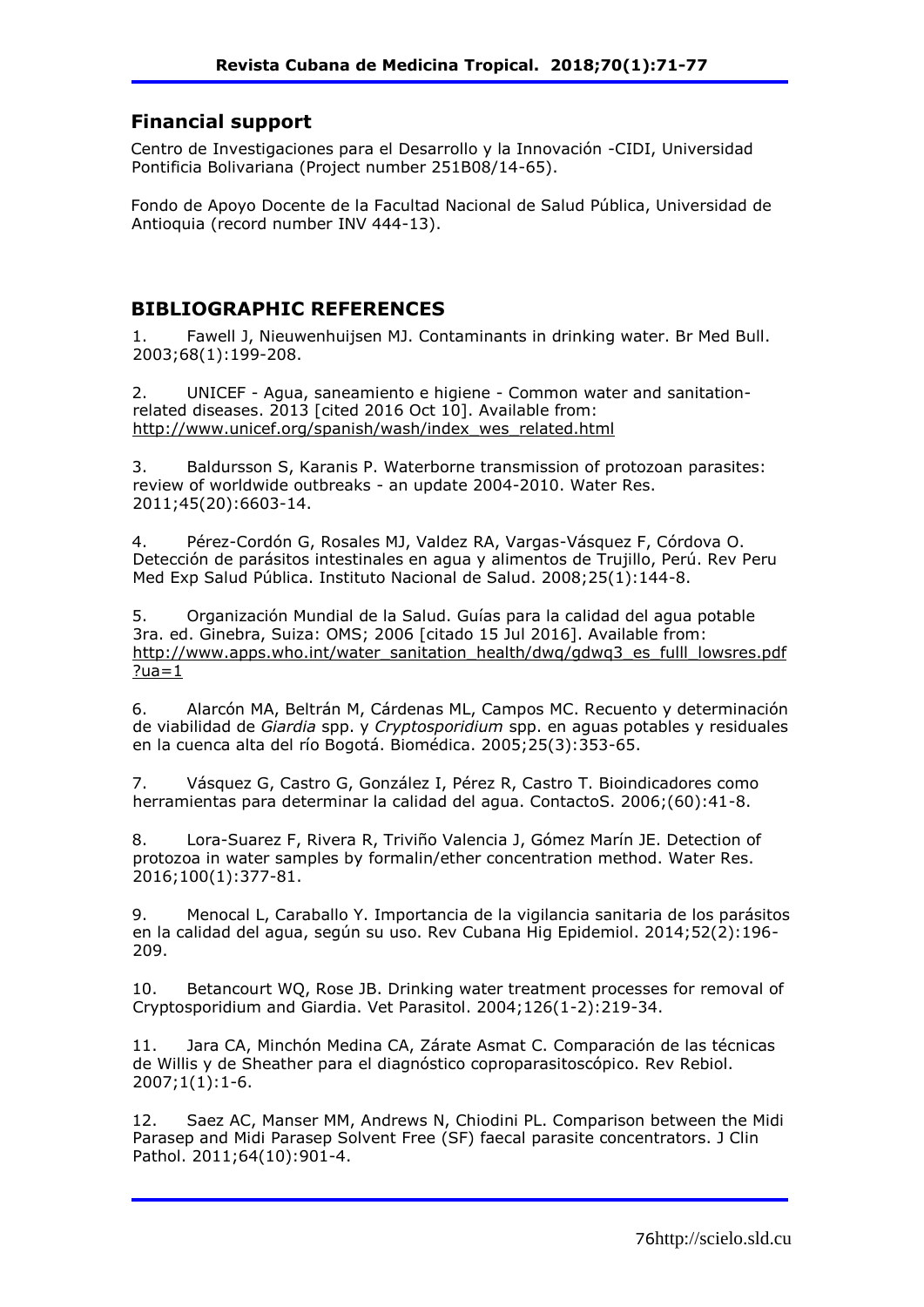## Financial support

Centro de Investigaciones para el Desarrollo y la Innovación -CIDI, Universidad Pontificia Bolivariana (Project number 251B08/14-65).

Fondo de Apoyo Docente de la Facultad Nacional de Salud Pública, Universidad de Antioquia (record number INV 444-13).

## BIBLIOGRAPHIC REFERENCES

1. Fawell J, Nieuwenhuijsen MJ. Contaminants in drinking water. Br Med Bull. 2003;68(1):199-208.

2. UNICEF - Agua, saneamiento e higiene - Common water and sanitation-related diseases. 2013 [cited 2016 Oct 10]. Available from: http://www.unicef.org/spanish/wash/index_wes_related.html

3. Baldursson S, Karanis P. Waterborne transmission of protozoan parasites: review of worldwide outbreaks - an update 2004-2010. Water Res. 2011;45(20):6603-14.

4. Pérez-Cordón G, Rosales MJ, Valdez RA, Vargas-Vásquez F, Córdova O. Detección de parásitos intestinales en agua y alimentos de Trujillo, Perú. Rev Peru Med Exp Salud Pública. Instituto Nacional de Salud. 2008;25(1):144-8.

5. Organización Mundial de la Salud. Guías para la calidad del agua potable 3ra. ed. Ginebra, Suiza: OMS; 2006 [citado 15 Jul 2016]. Available from: http://www.apps.who.int/water_sanitation_health/dwq/gdwq3_es_fulll_lowsres.pdf?ua=1

6. Alarcón MA, Beltrán M, Cárdenas ML, Campos MC. Recuento y determinación de viabilidad de *Giardia* spp. y *Cryptosporidium* spp. en aguas potables y residuales en la cuenca alta del río Bogotá. Biomédica. 2005;25(3):353-65.

7. Vásquez G, Castro G, González I, Pérez R, Castro T. Bioindicadores como herramientas para determinar la calidad del agua. ContactoS. 2006;(60):41-8.

8. Lora-Suarez F, Rivera R, Triviño Valencia J, Gómez Marín JE. Detection of protozoa in water samples by formalin/ether concentration method. Water Res. 2016;100(1):377-81.

9. Menocal L, Caraballo Y. Importancia de la vigilancia sanitaria de los parásitos en la calidad del agua, según su uso. Rev Cubana Hig Epidemiol. 2014;52(2):196-209.

10. Betancourt WQ, Rose JB. Drinking water treatment processes for removal of Cryptosporidium and Giardia. Vet Parasitol. 2004;126(1-2):219-34.

11. Jara CA, Minchón Medina CA, Zárate Asmat C. Comparación de las técnicas de Willis y de Sheather para el diagnóstico coproparasitoscópico. Rev Rebiol. 2007;1(1):1-6.

12. Saez AC, Manser MM, Andrews N, Chiodini PL. Comparison between the Midi Parasep and Midi Parasep Solvent Free (SF) faecal parasite concentrators. J Clin Pathol. 2011;64(10):901-4.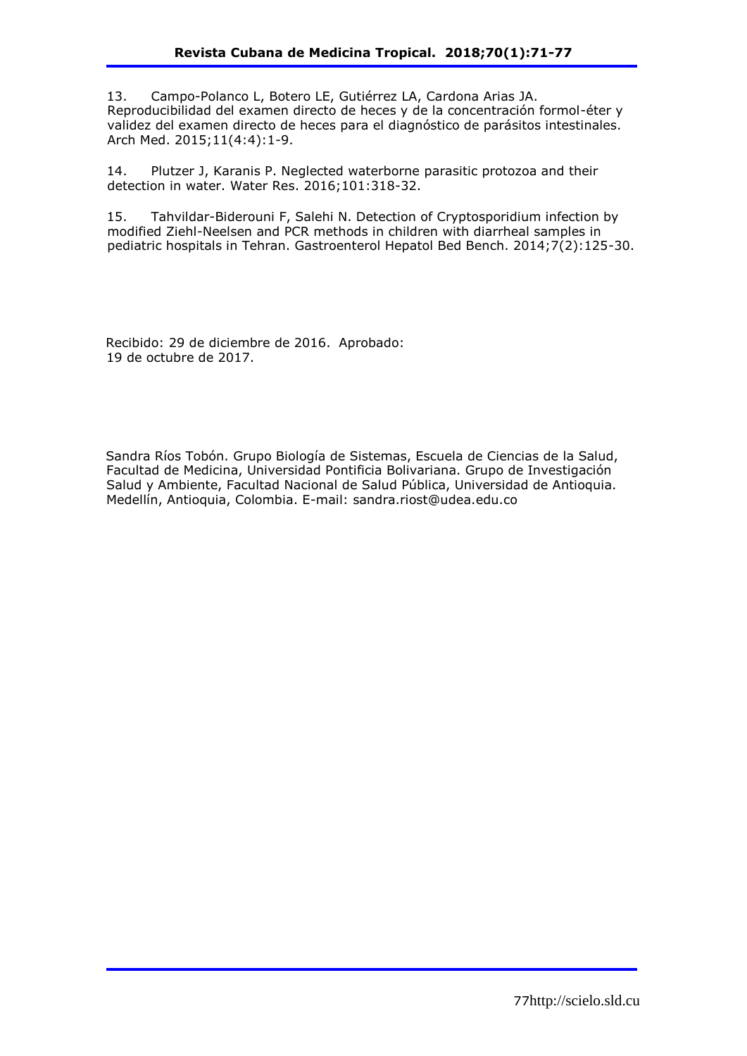13. Campo-Polanco L, Botero LE, Gutiérrez LA, Cardona Arias JA. Reproducibilidad del examen directo de heces y de la concentración formol-éter y validez del examen directo de heces para el diagnóstico de parásitos intestinales. Arch Med. 2015;11(4:4):1-9.

14. Plutzer J, Karanis P. Neglected waterborne parasitic protozoa and their detection in water. Water Res. 2016;101:318-32.

15. Tahvildar-Biderouni F, Salehi N. Detection of Cryptosporidium infection by modified Ziehl-Neelsen and PCR methods in children with diarrheal samples in pediatric hospitals in Tehran. Gastroenterol Hepatol Bed Bench. 2014;7(2):125-30.

Recibido: 29 de diciembre de 2016. Aprobado: 19 de octubre de 2017.

Sandra Ríos Tobón. Grupo Biología de Sistemas, Escuela de Ciencias de la Salud, Facultad de Medicina, Universidad Pontificia Bolivariana. Grupo de Investigación Salud y Ambiente, Facultad Nacional de Salud Pública, Universidad de Antioquia. Medellín, Antioquia, Colombia. E-mail: sandra.riost@udea.edu.co